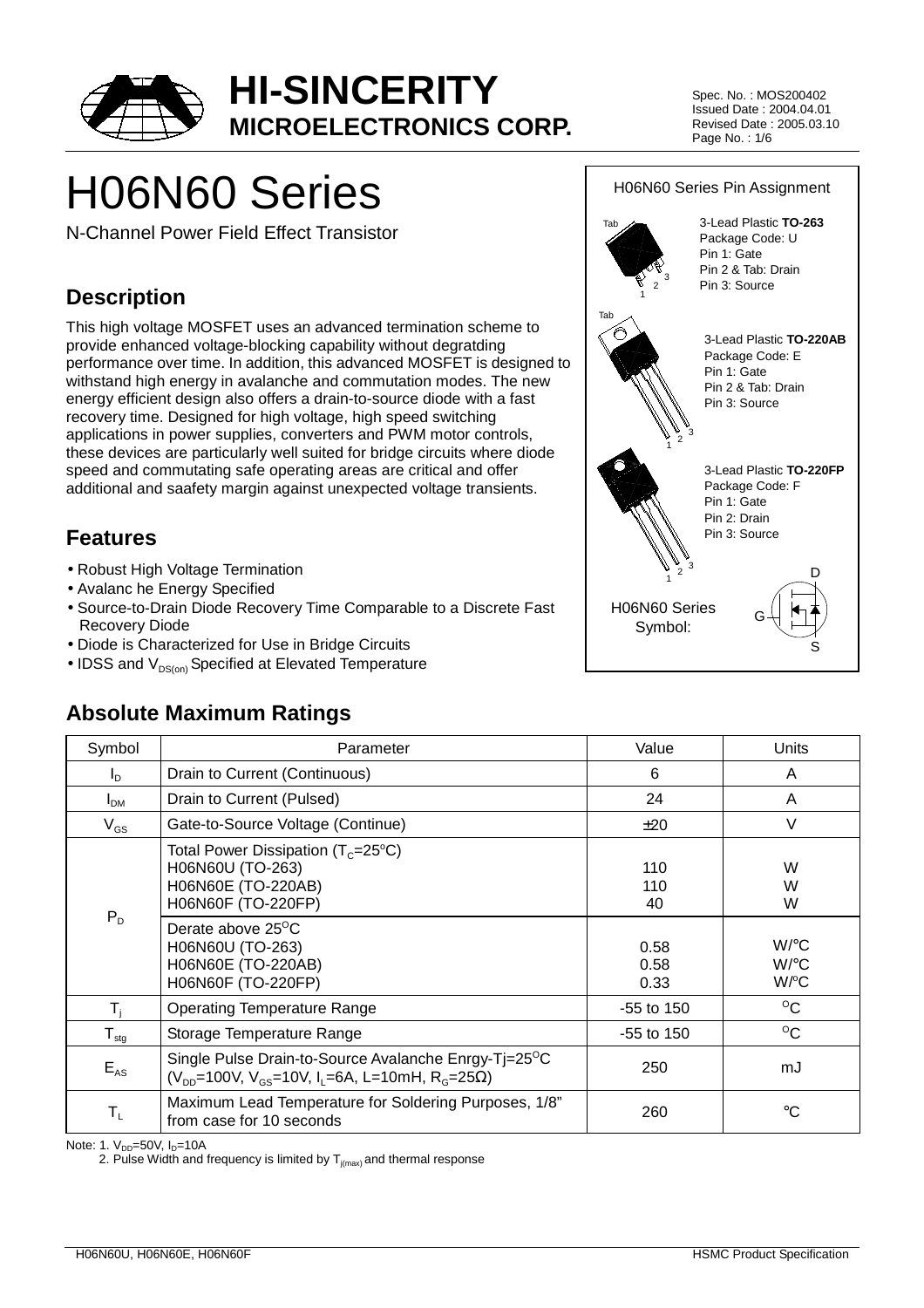# HI-SINCERITY MICROELECTRONICS CORP.

Spec. No. : MOS200402
Issued Date : 2004.04.01
Revised Date : 2005.03.10

# H06N60 Series

N-Channel Power Field Effect Transistor

## Description

This high voltage MOSFET uses an advanced termination scheme to provide enhanced voltage-blocking capability without degratding performance over time. In addition, this advanced MOSFET is designed to withstand high energy in avalanche and commutation modes. The new energy efficient design also offers a drain-to-source diode with a fast recovery time. Designed for high voltage, high speed switching applications in power supplies, converters and PWM motor controls, these devices are particularly well suited for bridge circuits where diode speed and commutating safe operating areas are critical and offer additional and saafety margin against unexpected voltage transients.

## Features

- Robust High Voltage Termination
- Avalanc he Energy Specified
- Source-to-Drain Diode Recovery Time Comparable to a Discrete Fast Recovery Diode
- Diode is Characterized for Use in Bridge Circuits
- IDSS and $V_{DS(on)}$ Specified at Elevated Temperature

### H06N60 Series Pin Assignment

3-Lead Plastic **TO-263**
Package Code: U
Pin 1: Gate
Pin 2 & Tab: Drain
Pin 3: Source

3-Lead Plastic **TO-220AB**
Package Code: E
Pin 1: Gate
Pin 2 & Tab: Drain
Pin 3: Source

3-Lead Plastic **TO-220FP**
Package Code: F
Pin 1: Gate
Pin 2: Drain
Pin 3: Source

H06N60 Series Symbol: D, G, S

## Absolute Maximum Ratings

| Symbol | Parameter | Value | Units |
|---|---|---|---|
| $I_D$ | Drain to Current (Continuous) | 6 | A |
| $I_{DM}$ | Drain to Current (Pulsed) | 24 | A |
| $V_{GS}$ | Gate-to-Source Voltage (Continue) | ±20 | V |
| $P_D$ | Total Power Dissipation ($T_C$=25°C)<br>H06N60U (TO-263)<br>H06N60E (TO-220AB)<br>H06N60F (TO-220FP) | <br>110<br>110<br>40 | <br>W<br>W<br>W |
| | Derate above 25°C<br>H06N60U (TO-263)<br>H06N60E (TO-220AB)<br>H06N60F (TO-220FP) | <br>0.58<br>0.58<br>0.33 | <br>W/°C<br>W/°C<br>W/°C |
| $T_j$ | Operating Temperature Range | -55 to 150 | °C |
| $T_{stg}$ | Storage Temperature Range | -55 to 150 | °C |
| $E_{AS}$ | Single Pulse Drain-to-Source Avalanche Enrgy-Tj=25°C ($V_{DD}$=100V, $V_{GS}$=10V, $I_L$=6A, L=10mH, $R_G$=25Ω) | 250 | mJ |
| $T_L$ | Maximum Lead Temperature for Soldering Purposes, 1/8" from case for 10 seconds | 260 | °C |

Note: 1. $V_{DD}$=50V, $I_D$=10A
2. Pulse Width and frequency is limited by $T_{j(max)}$ and thermal response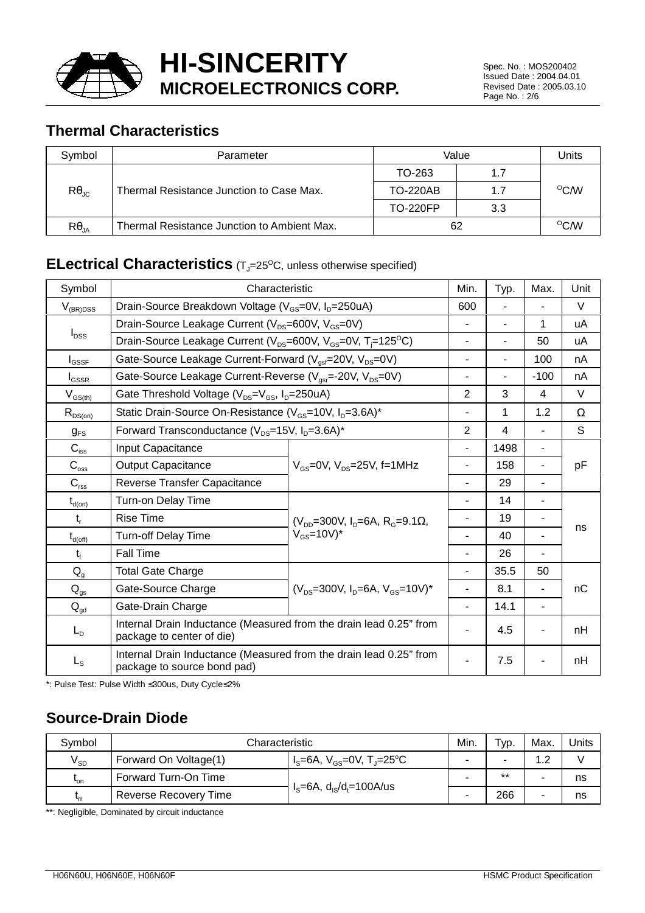## Thermal Characteristics

| Symbol | Parameter | Value | | Units |
|---|---|---|---|---|
| $R\theta_{JC}$ | Thermal Resistance Junction to Case Max. | TO-263 | 1.7 | $^{O}C/W$ |
| | | TO-220AB | 1.7 | |
| | | TO-220FP | 3.3 | |
| $R\theta_{JA}$ | Thermal Resistance Junction to Ambient Max. | 62 | | $^{O}C/W$ |

## ELectrical Characteristics ($T_J=25^{O}C$, unless otherwise specified)

| Symbol | Characteristic | | Min. | Typ. | Max. | Unit |
|---|---|---|---|---|---|---|
| $V_{(BR)DSS}$ | Drain-Source Breakdown Voltage ($V_{GS}$=0V, $I_D$=250uA) | | 600 | - | - | V |
| $I_{DSS}$ | Drain-Source Leakage Current ($V_{DS}$=600V, $V_{GS}$=0V) | | - | - | 1 | uA |
| | Drain-Source Leakage Current ($V_{DS}$=600V, $V_{GS}$=0V, $T_j=125^{O}C$) | | - | - | 50 | uA |
| $I_{GSSF}$ | Gate-Source Leakage Current-Forward ($V_{gsf}$=20V, $V_{DS}$=0V) | | - | - | 100 | nA |
| $I_{GSSR}$ | Gate-Source Leakage Current-Reverse ($V_{gsr}$=-20V, $V_{DS}$=0V) | | - | - | -100 | nA |
| $V_{GS(th)}$ | Gate Threshold Voltage ($V_{DS}=V_{GS}$, $I_D$=250uA) | | 2 | 3 | 4 | V |
| $R_{DS(on)}$ | Static Drain-Source On-Resistance ($V_{GS}$=10V, $I_D$=3.6A)* | | - | 1 | 1.2 | Ω |
| $g_{FS}$ | Forward Transconductance ($V_{DS}$=15V, $I_D$=3.6A)* | | 2 | 4 | - | S |
| $C_{iss}$ | Input Capacitance | $V_{GS}$=0V, $V_{DS}$=25V, f=1MHz | - | 1498 | - | pF |
| $C_{oss}$ | Output Capacitance | | - | 158 | - | |
| $C_{rss}$ | Reverse Transfer Capacitance | | - | 29 | - | |
| $t_{d(on)}$ | Turn-on Delay Time | ($V_{DD}$=300V, $I_D$=6A, $R_G$=9.1Ω, $V_{GS}$=10V)* | - | 14 | - | ns |
| $t_r$ | Rise Time | | - | 19 | - | |
| $t_{d(off)}$ | Turn-off Delay Time | | - | 40 | - | |
| $t_f$ | Fall Time | | - | 26 | - | |
| $Q_g$ | Total Gate Charge | ($V_{DS}$=300V, $I_D$=6A, $V_{GS}$=10V)* | - | 35.5 | 50 | nC |
| $Q_{gs}$ | Gate-Source Charge | | - | 8.1 | - | |
| $Q_{gd}$ | Gate-Drain Charge | | - | 14.1 | - | |
| $L_D$ | Internal Drain Inductance (Measured from the drain lead 0.25" from package to center of die) | | - | 4.5 | - | nH |
| $L_S$ | Internal Drain Inductance (Measured from the drain lead 0.25" from package to source bond pad) | | - | 7.5 | - | nH |

*: Pulse Test: Pulse Width ≤300us, Duty Cycle≤2%

## Source-Drain Diode

| Symbol | Characteristic | | Min. | Typ. | Max. | Units |
|---|---|---|---|---|---|---|
| $V_{SD}$ | Forward On Voltage(1) | $I_S$=6A, $V_{GS}$=0V, $T_J=25^{o}C$ | - | - | 1.2 | V |
| $t_{on}$ | Forward Turn-On Time | $I_S$=6A, $d_{IS}/d_t$=100A/us | - | ** | - | ns |
| $t_{rr}$ | Reverse Recovery Time | | - | 266 | - | ns |

**: Negligible, Dominated by circuit inductance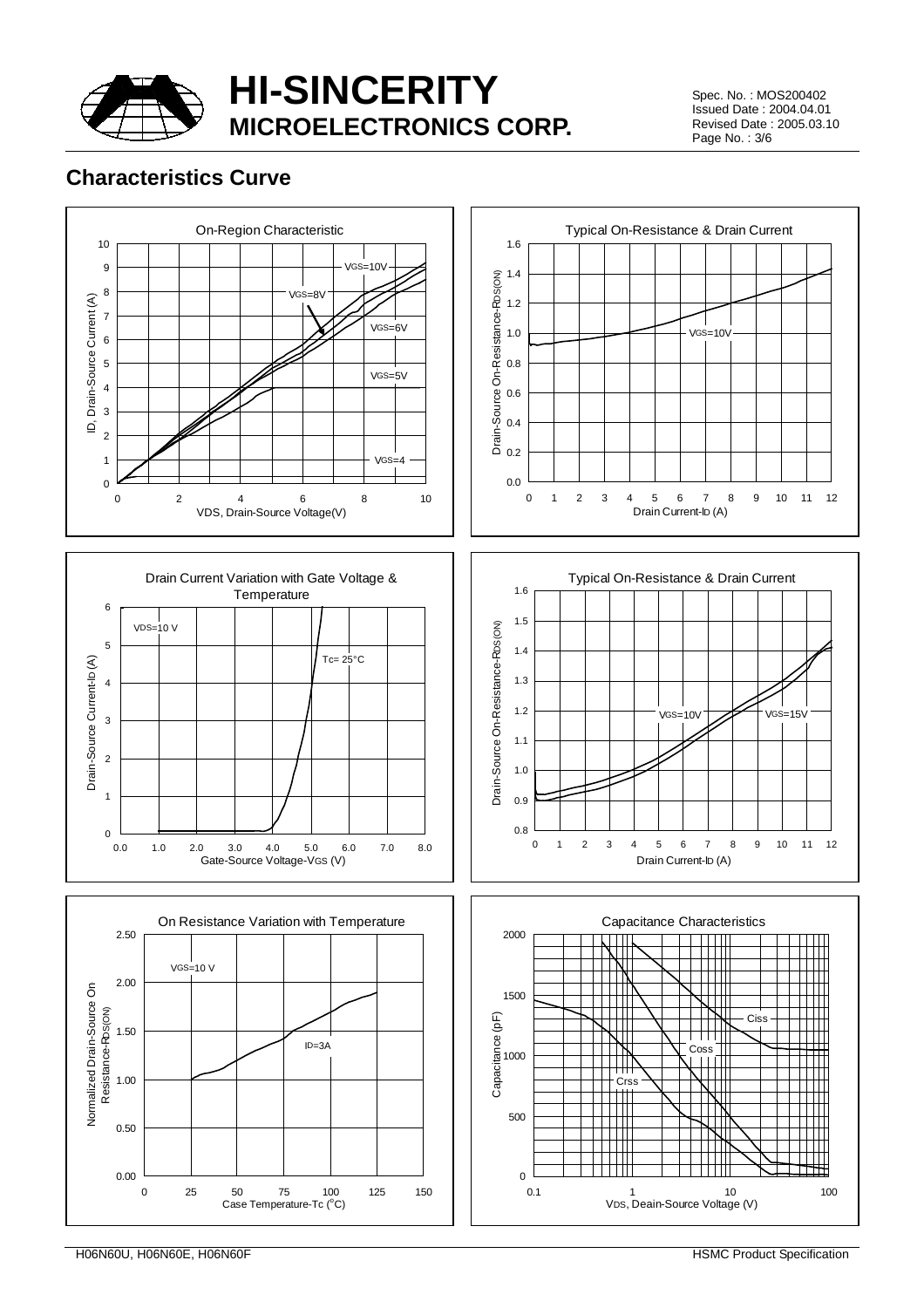## Characteristics Curve

**On-Region Characteristic**

$V_{GS}$=10V, $V_{GS}$=8V, $V_{GS}$=6V, $V_{GS}$=5V, $V_{GS}$=4

ID, Drain-Source Current (A)

VDS, Drain-Source Voltage(V)

**Typical On-Resistance & Drain Current**

$V_{GS}$=10V

Drain-Source On-Resistance-$R_{DS(ON)}$

Drain Current-$I_D$ (A)

**Drain Current Variation with Gate Voltage & Temperature**

$V_{DS}$=10 V

Tc= 25°C

Drain-Source Current-$I_D$ (A)

Gate-Source Voltage-$V_{GS}$ (V)

**Typical On-Resistance & Drain Current**

$V_{GS}$=10V, $V_{GS}$=15V

Drain-Source On-Resistance-$R_{DS(ON)}$

Drain Current-$I_D$ (A)

**On Resistance Variation with Temperature**

$V_{GS}$=10 V

$I_D$=3A

Normalized Drain-Source On Resistance-$R_{DS(ON)}$

Case Temperature-Tc (°C)

**Capacitance Characteristics**

Ciss, Coss, Crss

Capacitance (pF)

$V_{DS}$, Deain-Source Voltage (V)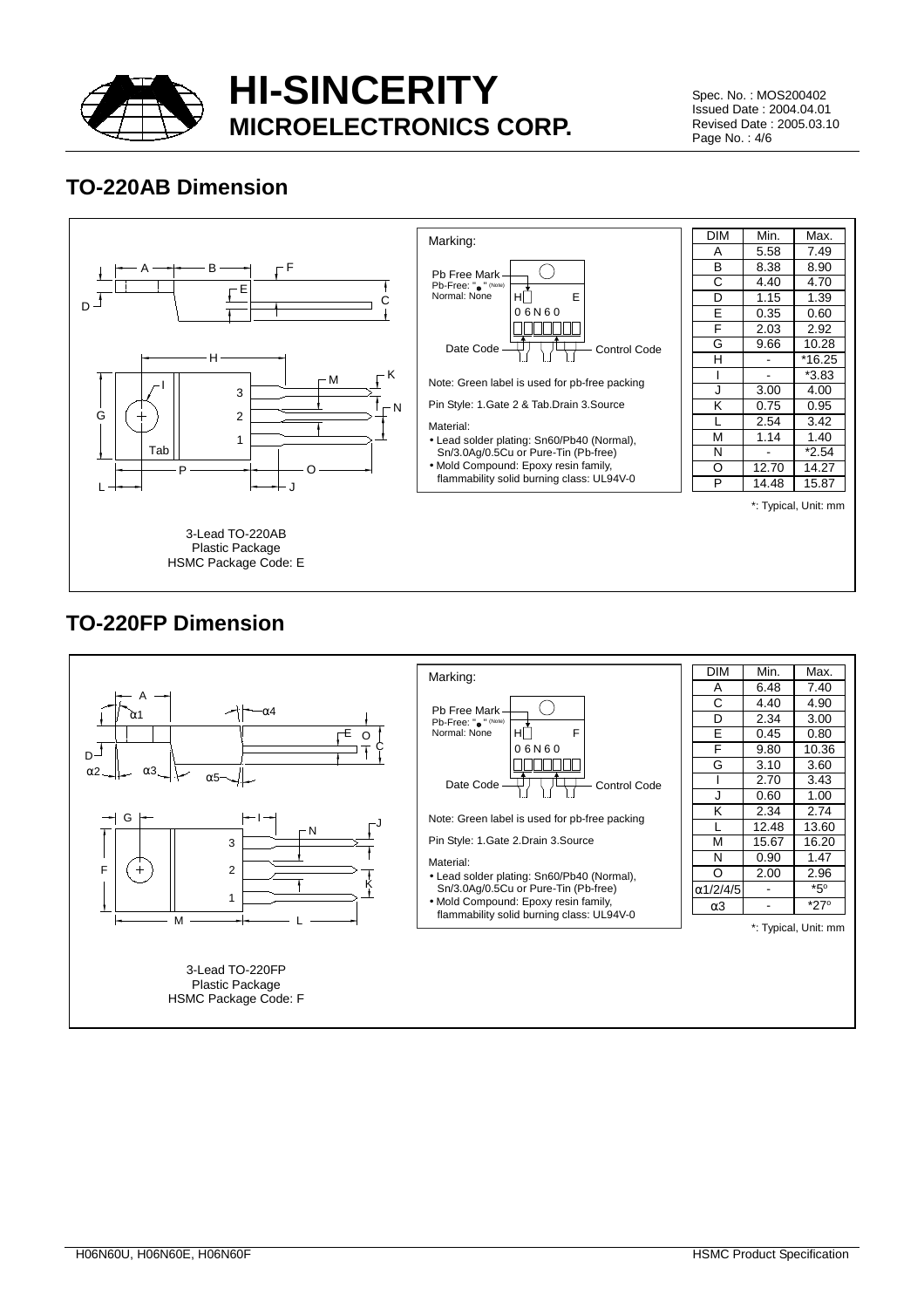## TO-220AB Dimension

Marking:

Pb Free Mark
Pb-Free: "●" (Note)
Normal: None

H E
06N60

Date Code — Control Code

Note: Green label is used for pb-free packing

Pin Style: 1.Gate 2 & Tab.Drain 3.Source

Material:

- Lead solder plating: Sn60/Pb40 (Normal), Sn/3.0Ag/0.5Cu or Pure-Tin (Pb-free)
- Mold Compound: Epoxy resin family, flammability solid burning class: UL94V-0

| DIM | Min. | Max. |
|---|---|---|
| A | 5.58 | 7.49 |
| B | 8.38 | 8.90 |
| C | 4.40 | 4.70 |
| D | 1.15 | 1.39 |
| E | 0.35 | 0.60 |
| F | 2.03 | 2.92 |
| G | 9.66 | 10.28 |
| H | - | *16.25 |
| I | - | *3.83 |
| J | 3.00 | 4.00 |
| K | 0.75 | 0.95 |
| L | 2.54 | 3.42 |
| M | 1.14 | 1.40 |
| N | - | *2.54 |
| O | 12.70 | 14.27 |
| P | 14.48 | 15.87 |

*: Typical, Unit: mm

3-Lead TO-220AB
Plastic Package
HSMC Package Code: E

## TO-220FP Dimension

Marking:

Pb Free Mark
Pb-Free: "●" (Note)
Normal: None

H F
06N60

Date Code — Control Code

Note: Green label is used for pb-free packing

Pin Style: 1.Gate 2.Drain 3.Source

Material:

- Lead solder plating: Sn60/Pb40 (Normal), Sn/3.0Ag/0.5Cu or Pure-Tin (Pb-free)
- Mold Compound: Epoxy resin family, flammability solid burning class: UL94V-0

| DIM | Min. | Max. |
|---|---|---|
| A | 6.48 | 7.40 |
| C | 4.40 | 4.90 |
| D | 2.34 | 3.00 |
| E | 0.45 | 0.80 |
| F | 9.80 | 10.36 |
| G | 3.10 | 3.60 |
| I | 2.70 | 3.43 |
| J | 0.60 | 1.00 |
| K | 2.34 | 2.74 |
| L | 12.48 | 13.60 |
| M | 15.67 | 16.20 |
| N | 0.90 | 1.47 |
| O | 2.00 | 2.96 |
| α1/2/4/5 | - | *5° |
| α3 | - | *27° |

*: Typical, Unit: mm

3-Lead TO-220FP
Plastic Package
HSMC Package Code: F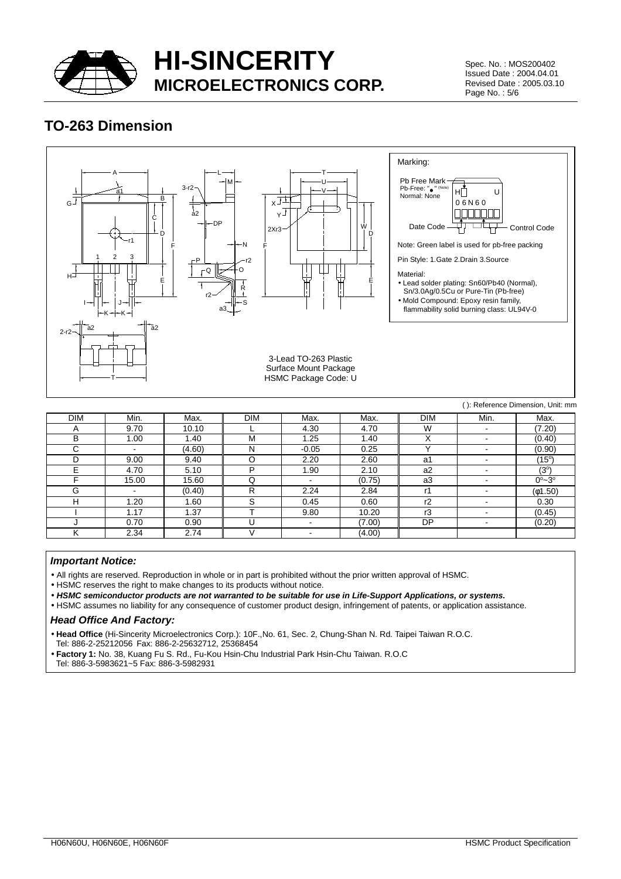## TO-263 Dimension

Marking:

Pb Free Mark
Pb-Free: "●" (Note)
Normal: None

H U
06N60

Date Code — Control Code

Note: Green label is used for pb-free packing

Pin Style: 1.Gate 2.Drain 3.Source

Material:

- Lead solder plating: Sn60/Pb40 (Normal), Sn/3.0Ag/0.5Cu or Pure-Tin (Pb-free)
- Mold Compound: Epoxy resin family, flammability solid burning class: UL94V-0

3-Lead TO-263 Plastic Surface Mount Package
HSMC Package Code: U

( ): Reference Dimension, Unit: mm

| DIM | Min. | Max. | DIM | Max. | Max. | DIM | Min. | Max. |
|---|---|---|---|---|---|---|---|---|
| A | 9.70 | 10.10 | L | 4.30 | 4.70 | W | - | (7.20) |
| B | 1.00 | 1.40 | M | 1.25 | 1.40 | X | - | (0.40) |
| C | - | (4.60) | N | -0.05 | 0.25 | Y | - | (0.90) |
| D | 9.00 | 9.40 | O | 2.20 | 2.60 | a1 | - | (15°) |
| E | 4.70 | 5.10 | P | 1.90 | 2.10 | a2 | - | (3°) |
| F | 15.00 | 15.60 | Q | - | (0.75) | a3 | - | 0°~3° |
| G | - | (0.40) | R | 2.24 | 2.84 | r1 | - | (φ1.50) |
| H | 1.20 | 1.60 | S | 0.45 | 0.60 | r2 | - | 0.30 |
| I | 1.17 | 1.37 | T | 9.80 | 10.20 | r3 | - | (0.45) |
| J | 0.70 | 0.90 | U | - | (7.00) | DP | - | (0.20) |
| K | 2.34 | 2.74 | V | - | (4.00) | | | |

### *Important Notice:*

- All rights are reserved. Reproduction in whole or in part is prohibited without the prior written approval of HSMC.
- HSMC reserves the right to make changes to its products without notice.
- ***HSMC semiconductor products are not warranted to be suitable for use in Life-Support Applications, or systems.***
- HSMC assumes no liability for any consequence of customer product design, infringement of patents, or application assistance.

### *Head Office And Factory:*

- **Head Office** (Hi-Sincerity Microelectronics Corp.): 10F.,No. 61, Sec. 2, Chung-Shan N. Rd. Taipei Taiwan R.O.C.
  Tel: 886-2-25212056 Fax: 886-2-25632712, 25368454
- **Factory 1:** No. 38, Kuang Fu S. Rd., Fu-Kou Hsin-Chu Industrial Park Hsin-Chu Taiwan. R.O.C
  Tel: 886-3-5983621~5 Fax: 886-3-5982931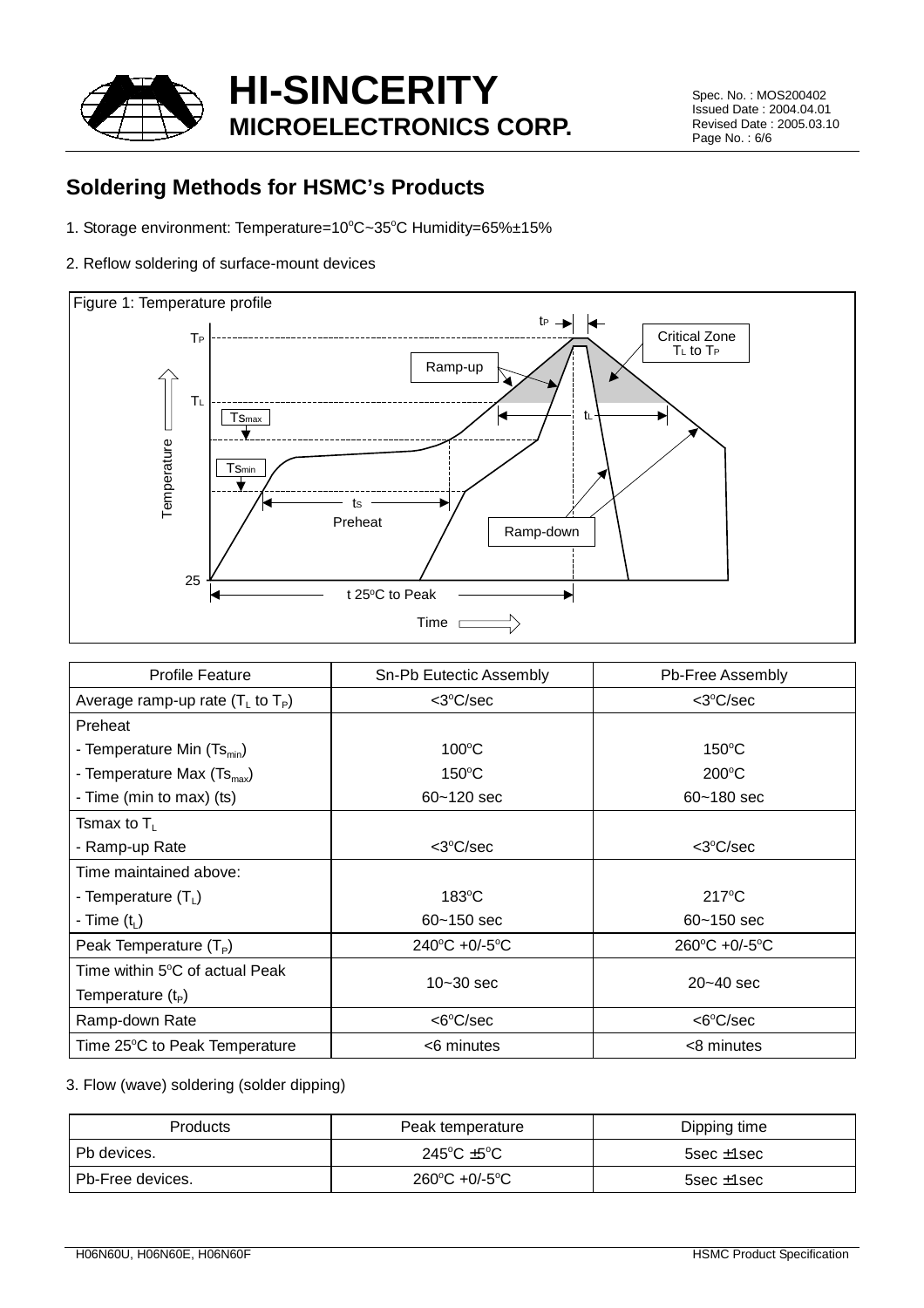## Soldering Methods for HSMC's Products

1. Storage environment: Temperature=10°C~35°C Humidity=65%±15%

2. Reflow soldering of surface-mount devices

Figure 1: Temperature profile

$t_P$

$T_P$

Critical Zone
$T_L$ to $T_P$

Ramp-up

$T_L$

$t_L$

$Ts_{max}$

$Ts_{min}$

Temperature

$t_S$

Preheat

Ramp-down

25

t 25°C to Peak

Time

| Profile Feature | Sn-Pb Eutectic Assembly | Pb-Free Assembly |
|---|---|---|
| Average ramp-up rate ($T_L$ to $T_P$) | <3°C/sec | <3°C/sec |
| Preheat<br>- Temperature Min ($Ts_{min}$)<br>- Temperature Max ($Ts_{max}$)<br>- Time (min to max) (ts) | <br>100°C<br>150°C<br>60~120 sec | <br>150°C<br>200°C<br>60~180 sec |
| Tsmax to $T_L$<br>- Ramp-up Rate | <br><3°C/sec | <br><3°C/sec |
| Time maintained above:<br>- Temperature ($T_L$)<br>- Time ($t_L$) | <br>183°C<br>60~150 sec | <br>217°C<br>60~150 sec |
| Peak Temperature ($T_P$) | 240°C +0/-5°C | 260°C +0/-5°C |
| Time within 5°C of actual Peak Temperature ($t_P$) | 10~30 sec | 20~40 sec |
| Ramp-down Rate | <6°C/sec | <6°C/sec |
| Time 25°C to Peak Temperature | <6 minutes | <8 minutes |

3. Flow (wave) soldering (solder dipping)

| Products | Peak temperature | Dipping time |
|---|---|---|
| Pb devices. | 245°C ±5°C | 5sec ±1sec |
| Pb-Free devices. | 260°C +0/-5°C | 5sec ±1sec |